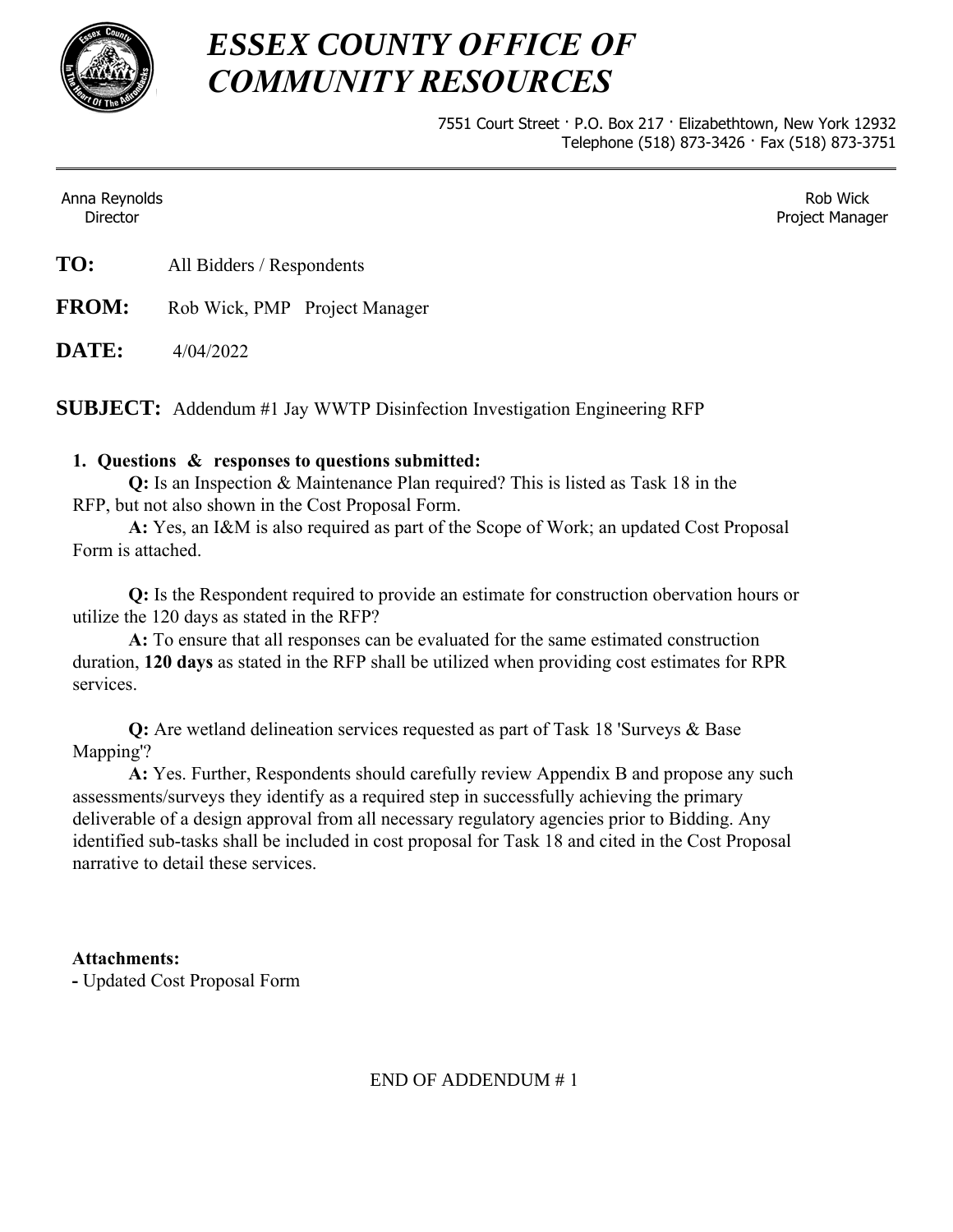# *ESSEX COUNTY OFFICE OF COMMUNITY RESOURCES*

7551 Court Street · P.O. Box 217 · Elizabethtown, New York 12932
Telephone (518) 873-3426 · Fax (518) 873-3751

---

Anna Reynolds
Director

Rob Wick
Project Manager

**TO:** All Bidders / Respondents

**FROM:** Rob Wick, PMP Project Manager

**DATE:** 4/04/2022

**SUBJECT:** Addendum #1 Jay WWTP Disinfection Investigation Engineering RFP

1. **Questions & responses to questions submitted:**

**Q:** Is an Inspection & Maintenance Plan required? This is listed as Task 18 in the RFP, but not also shown in the Cost Proposal Form.

**A:** Yes, an I&M is also required as part of the Scope of Work; an updated Cost Proposal Form is attached.

**Q:** Is the Respondent required to provide an estimate for construction obervation hours or utilize the 120 days as stated in the RFP?

**A:** To ensure that all responses can be evaluated for the same estimated construction duration, **120 days** as stated in the RFP shall be utilized when providing cost estimates for RPR services.

**Q:** Are wetland delineation services requested as part of Task 18 'Surveys & Base Mapping'?

**A:** Yes. Further, Respondents should carefully review Appendix B and propose any such assessments/surveys they identify as a required step in successfully achieving the primary deliverable of a design approval from all necessary regulatory agencies prior to Bidding. Any identified sub-tasks shall be included in cost proposal for Task 18 and cited in the Cost Proposal narrative to detail these services.

**Attachments:**
**-** Updated Cost Proposal Form

END OF ADDENDUM # 1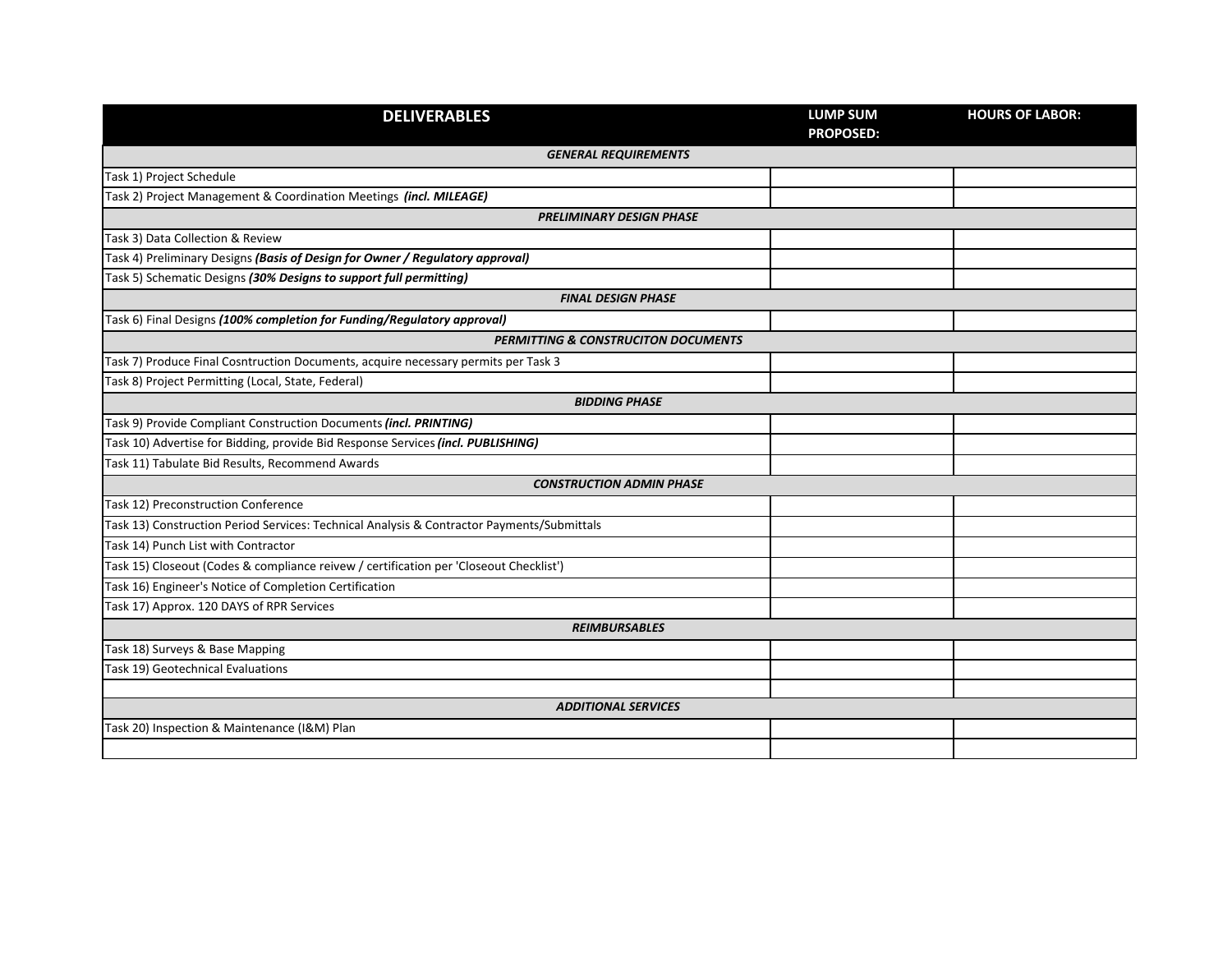| DELIVERABLES | LUMP SUM PROPOSED: | HOURS OF LABOR: |
|---|---|---|
| ***GENERAL REQUIREMENTS*** | | |
| Task 1) Project Schedule | | |
| Task 2) Project Management & Coordination Meetings ***(incl. MILEAGE)*** | | |
| ***PRELIMINARY DESIGN PHASE*** | | |
| Task 3) Data Collection & Review | | |
| Task 4) Preliminary Designs ***(Basis of Design for Owner / Regulatory approval)*** | | |
| Task 5) Schematic Designs ***(30% Designs to support full permitting)*** | | |
| ***FINAL DESIGN PHASE*** | | |
| Task 6) Final Designs ***(100% completion for Funding/Regulatory approval)*** | | |
| ***PERMITTING & CONSTRUCITON DOCUMENTS*** | | |
| Task 7) Produce Final Cosntruction Documents, acquire necessary permits per Task 3 | | |
| Task 8) Project Permitting (Local, State, Federal) | | |
| ***BIDDING PHASE*** | | |
| Task 9) Provide Compliant Construction Documents ***(incl. PRINTING)*** | | |
| Task 10) Advertise for Bidding, provide Bid Response Services ***(incl. PUBLISHING)*** | | |
| Task 11) Tabulate Bid Results, Recommend Awards | | |
| ***CONSTRUCTION ADMIN PHASE*** | | |
| Task 12) Preconstruction Conference | | |
| Task 13) Construction Period Services: Technical Analysis & Contractor Payments/Submittals | | |
| Task 14) Punch List with Contractor | | |
| Task 15) Closeout (Codes & compliance reivew / certification per 'Closeout Checklist') | | |
| Task 16) Engineer's Notice of Completion Certification | | |
| Task 17) Approx. 120 DAYS of RPR Services | | |
| ***REIMBURSABLES*** | | |
| Task 18) Surveys & Base Mapping | | |
| Task 19) Geotechnical Evaluations | | |
| | | |
| ***ADDITIONAL SERVICES*** | | |
| Task 20) Inspection & Maintenance (I&M) Plan | | |
| | | |